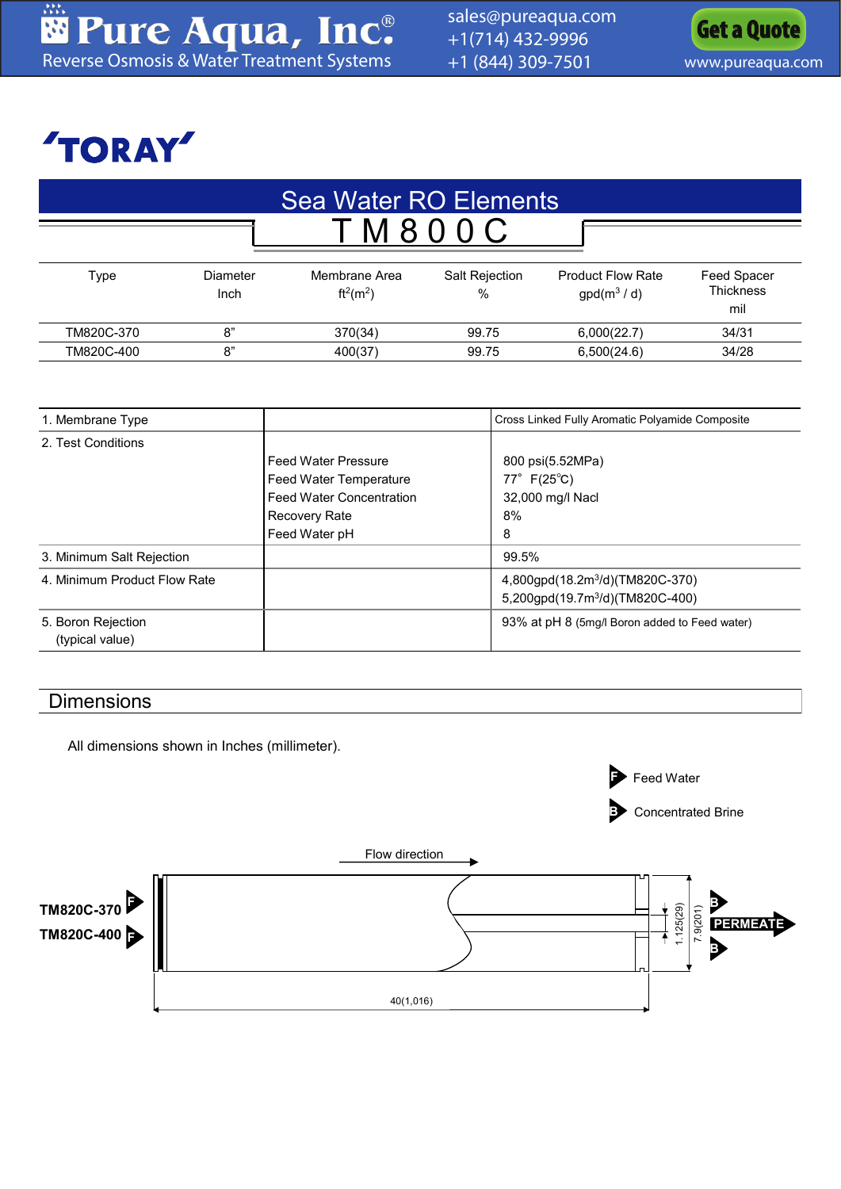# TORAY

## Sea Water RO Elements

## TM800C

| Type | Diameter Inch | Membrane Area $ft^2(m^2)$ | Salt Rejection % | Product Flow Rate gpd($m^3$ / d) | Feed Spacer Thickness mil |
|---|---|---|---|---|---|
| TM820C-370 | 8” | 370(34) | 99.75 | 6,000(22.7) | 34/31 |
| TM820C-400 | 8” | 400(37) | 99.75 | 6,500(24.6) | 34/28 |

| | | |
|---|---|---|
| 1. Membrane Type | | Cross Linked Fully Aromatic Polyamide Composite |
| 2. Test Conditions | Feed Water Pressure<br>Feed Water Temperature<br>Feed Water Concentration<br>Recovery Rate<br>Feed Water pH | 800 psi(5.52MPa)<br>77° F(25℃)<br>32,000 mg/l Nacl<br>8%<br>8 |
| 3. Minimum Salt Rejection | | 99.5% |
| 4. Minimum Product Flow Rate | | 4,800gpd(18.2$m^3$/d)(TM820C-370)<br>5,200gpd(19.7$m^3$/d)(TM820C-400) |
| 5. Boron Rejection (typical value) | | 93% at pH 8 (5mg/l Boron added to Feed water) |

## Dimensions

All dimensions shown in Inches (millimeter).

F Feed Water

B Concentrated Brine

Flow direction

TM820C-370 F

TM820C-400 F

B

PERMEATE

B

1.125(29)

7.9(201)

40(1,016)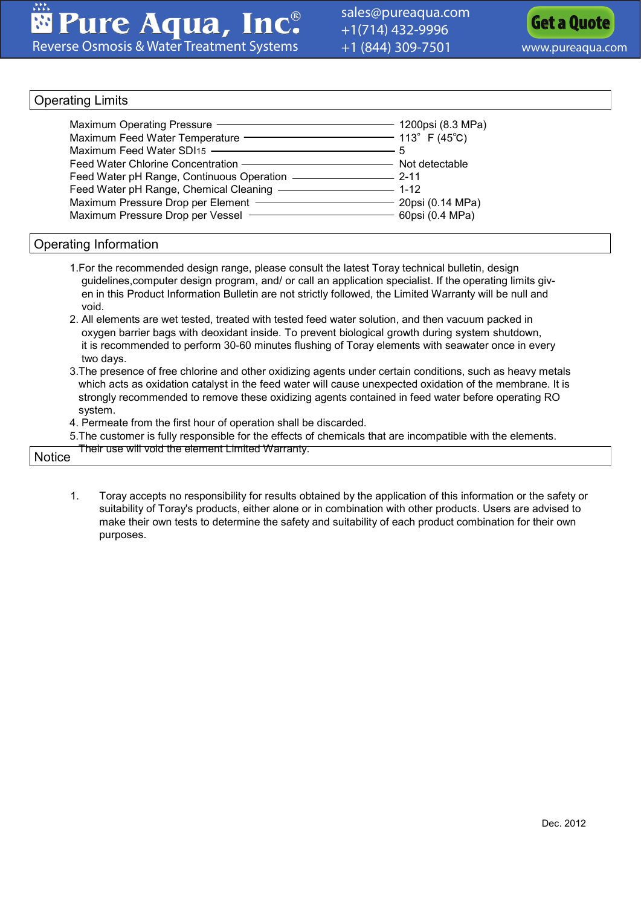## Operating Limits

| | |
|---|---|
| Maximum Operating Pressure | 1200psi (8.3 MPa) |
| Maximum Feed Water Temperature | 113° F (45℃) |
| Maximum Feed Water $SDI_{15}$ | 5 |
| Feed Water Chlorine Concentration | Not detectable |
| Feed Water pH Range, Continuous Operation | 2-11 |
| Feed Water pH Range, Chemical Cleaning | 1-12 |
| Maximum Pressure Drop per Element | 20psi (0.14 MPa) |
| Maximum Pressure Drop per Vessel | 60psi (0.4 MPa) |

## Operating Information

1. For the recommended design range, please consult the latest Toray technical bulletin, design guidelines,computer design program, and/ or call an application specialist. If the operating limits given in this Product Information Bulletin are not strictly followed, the Limited Warranty will be null and void.
2. All elements are wet tested, treated with tested feed water solution, and then vacuum packed in oxygen barrier bags with deoxidant inside. To prevent biological growth during system shutdown, it is recommended to perform 30-60 minutes flushing of Toray elements with seawater once in every two days.
3. The presence of free chlorine and other oxidizing agents under certain conditions, such as heavy metals which acts as oxidation catalyst in the feed water will cause unexpected oxidation of the membrane. It is strongly recommended to remove these oxidizing agents contained in feed water before operating RO system.
4. Permeate from the first hour of operation shall be discarded.
5. The customer is fully responsible for the effects of chemicals that are incompatible with the elements. Their use will void the element Limited Warranty.

## Notice

1. Toray accepts no responsibility for results obtained by the application of this information or the safety or suitability of Toray's products, either alone or in combination with other products. Users are advised to make their own tests to determine the safety and suitability of each product combination for their own purposes.

Dec. 2012